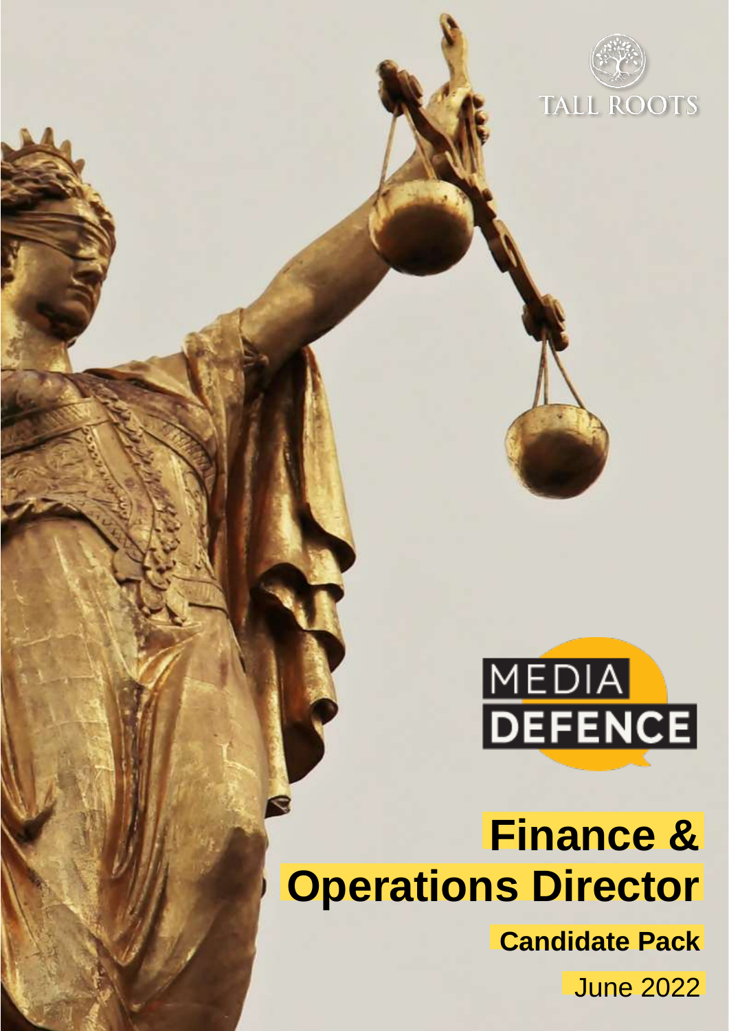TALL ROOTS

MEDIA DEFENCE

# Finance & Operations Director

**Candidate Pack**

June 2022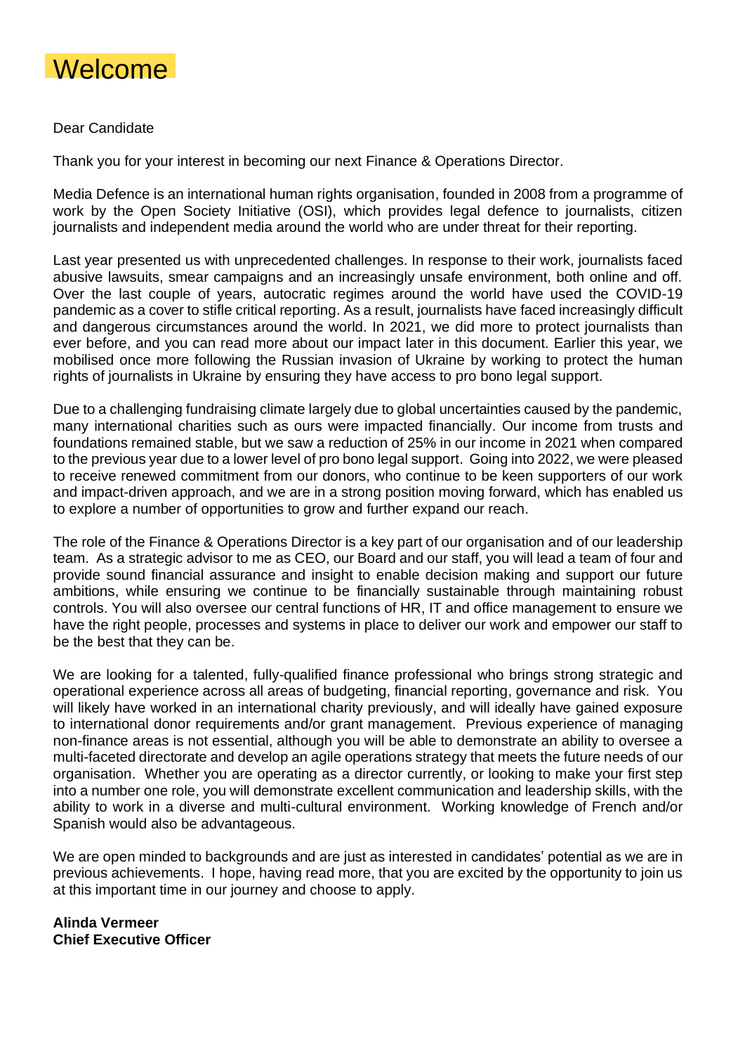# Welcome

Dear Candidate

Thank you for your interest in becoming our next Finance & Operations Director.

Media Defence is an international human rights organisation, founded in 2008 from a programme of work by the Open Society Initiative (OSI), which provides legal defence to journalists, citizen journalists and independent media around the world who are under threat for their reporting.

Last year presented us with unprecedented challenges. In response to their work, journalists faced abusive lawsuits, smear campaigns and an increasingly unsafe environment, both online and off. Over the last couple of years, autocratic regimes around the world have used the COVID-19 pandemic as a cover to stifle critical reporting. As a result, journalists have faced increasingly difficult and dangerous circumstances around the world. In 2021, we did more to protect journalists than ever before, and you can read more about our impact later in this document. Earlier this year, we mobilised once more following the Russian invasion of Ukraine by working to protect the human rights of journalists in Ukraine by ensuring they have access to pro bono legal support.

Due to a challenging fundraising climate largely due to global uncertainties caused by the pandemic, many international charities such as ours were impacted financially. Our income from trusts and foundations remained stable, but we saw a reduction of 25% in our income in 2021 when compared to the previous year due to a lower level of pro bono legal support. Going into 2022, we were pleased to receive renewed commitment from our donors, who continue to be keen supporters of our work and impact-driven approach, and we are in a strong position moving forward, which has enabled us to explore a number of opportunities to grow and further expand our reach.

The role of the Finance & Operations Director is a key part of our organisation and of our leadership team. As a strategic advisor to me as CEO, our Board and our staff, you will lead a team of four and provide sound financial assurance and insight to enable decision making and support our future ambitions, while ensuring we continue to be financially sustainable through maintaining robust controls. You will also oversee our central functions of HR, IT and office management to ensure we have the right people, processes and systems in place to deliver our work and empower our staff to be the best that they can be.

We are looking for a talented, fully-qualified finance professional who brings strong strategic and operational experience across all areas of budgeting, financial reporting, governance and risk. You will likely have worked in an international charity previously, and will ideally have gained exposure to international donor requirements and/or grant management. Previous experience of managing non-finance areas is not essential, although you will be able to demonstrate an ability to oversee a multi-faceted directorate and develop an agile operations strategy that meets the future needs of our organisation. Whether you are operating as a director currently, or looking to make your first step into a number one role, you will demonstrate excellent communication and leadership skills, with the ability to work in a diverse and multi-cultural environment. Working knowledge of French and/or Spanish would also be advantageous.

We are open minded to backgrounds and are just as interested in candidates' potential as we are in previous achievements. I hope, having read more, that you are excited by the opportunity to join us at this important time in our journey and choose to apply.

**Alinda Vermeer**
**Chief Executive Officer**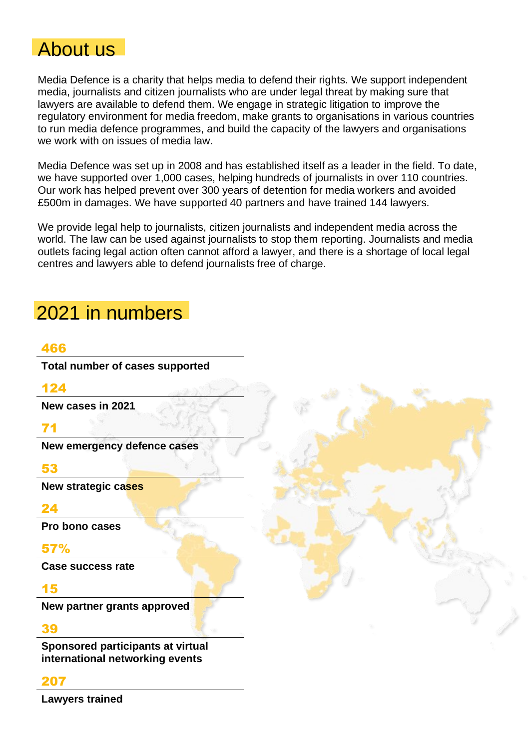## About us

Media Defence is a charity that helps media to defend their rights. We support independent media, journalists and citizen journalists who are under legal threat by making sure that lawyers are available to defend them. We engage in strategic litigation to improve the regulatory environment for media freedom, make grants to organisations in various countries to run media defence programmes, and build the capacity of the lawyers and organisations we work with on issues of media law.

Media Defence was set up in 2008 and has established itself as a leader in the field. To date, we have supported over 1,000 cases, helping hundreds of journalists in over 110 countries. Our work has helped prevent over 300 years of detention for media workers and avoided £500m in damages. We have supported 40 partners and have trained 144 lawyers.

We provide legal help to journalists, citizen journalists and independent media across the world. The law can be used against journalists to stop them reporting. Journalists and media outlets facing legal action often cannot afford a lawyer, and there is a shortage of local legal centres and lawyers able to defend journalists free of charge.

## 2021 in numbers

**466**
**Total number of cases supported**

**124**
**New cases in 2021**

**71**
**New emergency defence cases**

**53**
**New strategic cases**

**24**
**Pro bono cases**

**57%**
**Case success rate**

**15**
**New partner grants approved**

**39**
**Sponsored participants at virtual international networking events**

**207**
**Lawyers trained**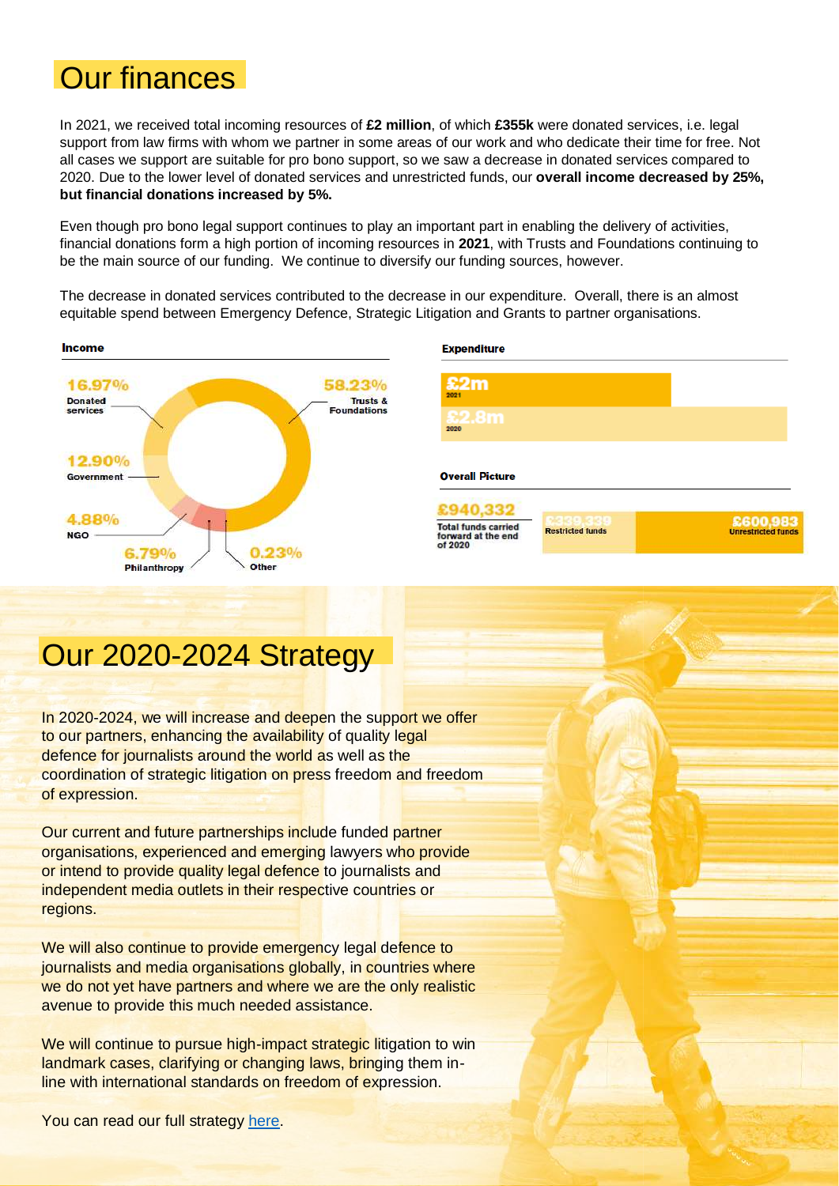# Our finances

In 2021, we received total incoming resources of **£2 million**, of which **£355k** were donated services, i.e. legal support from law firms with whom we partner in some areas of our work and who dedicate their time for free. Not all cases we support are suitable for pro bono support, so we saw a decrease in donated services compared to 2020. Due to the lower level of donated services and unrestricted funds, our **overall income decreased by 25%, but financial donations increased by 5%.**

Even though pro bono legal support continues to play an important part in enabling the delivery of activities, financial donations form a high portion of incoming resources in **2021**, with Trusts and Foundations continuing to be the main source of our funding. We continue to diversify our funding sources, however.

The decrease in donated services contributed to the decrease in our expenditure. Overall, there is an almost equitable spend between Emergency Defence, Strategic Litigation and Grants to partner organisations.

**Income**

| Source | Share |
|---|---|
| Trusts & Foundations | 58.23% |
| Donated services | 16.97% |
| Government | 12.90% |
| Philanthropy | 6.79% |
| NGO | 4.88% |
| Other | 0.23% |

**Expenditure**

| Year | Expenditure |
|---|---|
| 2021 | £2m |
| 2020 | £2.8m |

**Overall Picture**

| Total funds carried forward at the end of 2020 | Restricted funds | Unrestricted funds |
|---|---|---|
| £940,332 | £339,339 | £600,983 |

# Our 2020-2024 Strategy

In 2020-2024, we will increase and deepen the support we offer to our partners, enhancing the availability of quality legal defence for journalists around the world as well as the coordination of strategic litigation on press freedom and freedom of expression.

Our current and future partnerships include funded partner organisations, experienced and emerging lawyers who provide or intend to provide quality legal defence to journalists and independent media outlets in their respective countries or regions.

We will also continue to provide emergency legal defence to journalists and media organisations globally, in countries where we do not yet have partners and where we are the only realistic avenue to provide this much needed assistance.

We will continue to pursue high-impact strategic litigation to win landmark cases, clarifying or changing laws, bringing them in-line with international standards on freedom of expression.

You can read our full strategy here.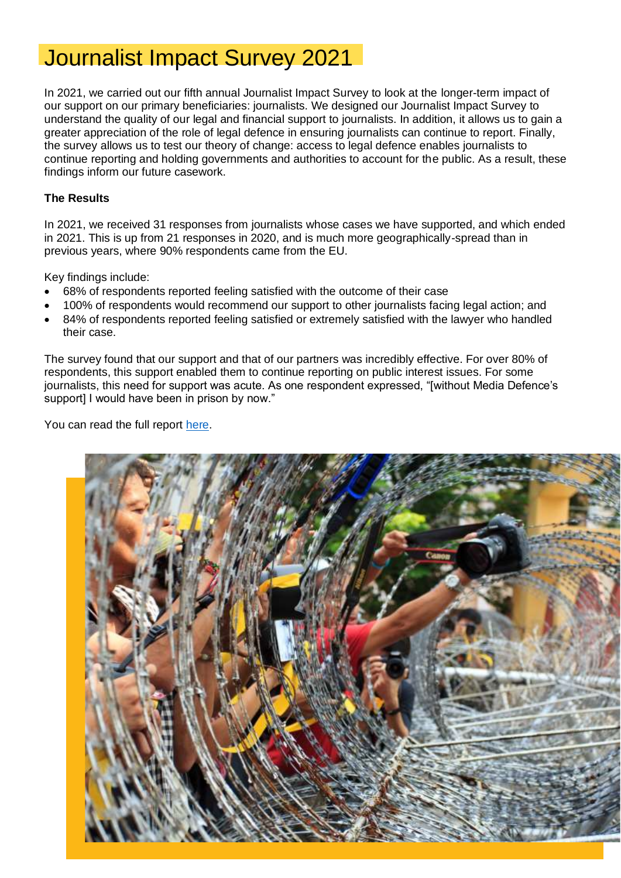# Journalist Impact Survey 2021

In 2021, we carried out our fifth annual Journalist Impact Survey to look at the longer-term impact of our support on our primary beneficiaries: journalists. We designed our Journalist Impact Survey to understand the quality of our legal and financial support to journalists. In addition, it allows us to gain a greater appreciation of the role of legal defence in ensuring journalists can continue to report. Finally, the survey allows us to test our theory of change: access to legal defence enables journalists to continue reporting and holding governments and authorities to account for the public. As a result, these findings inform our future casework.

**The Results**

In 2021, we received 31 responses from journalists whose cases we have supported, and which ended in 2021. This is up from 21 responses in 2020, and is much more geographically-spread than in previous years, where 90% respondents came from the EU.

Key findings include:

- 68% of respondents reported feeling satisfied with the outcome of their case
- 100% of respondents would recommend our support to other journalists facing legal action; and
- 84% of respondents reported feeling satisfied or extremely satisfied with the lawyer who handled their case.

The survey found that our support and that of our partners was incredibly effective. For over 80% of respondents, this support enabled them to continue reporting on public interest issues. For some journalists, this need for support was acute. As one respondent expressed, "[without Media Defence's support] I would have been in prison by now."

You can read the full report here.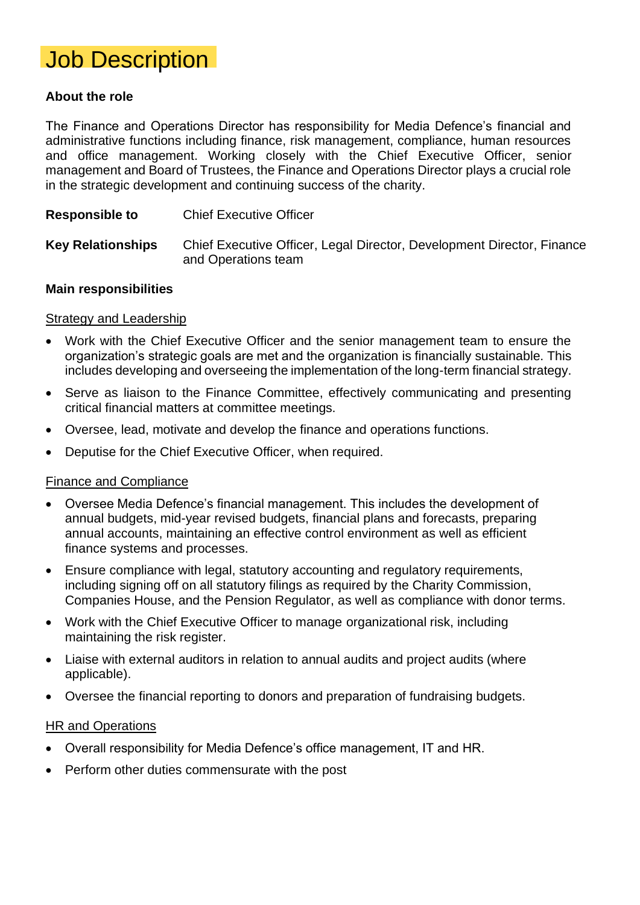# Job Description

**About the role**

The Finance and Operations Director has responsibility for Media Defence's financial and administrative functions including finance, risk management, compliance, human resources and office management. Working closely with the Chief Executive Officer, senior management and Board of Trustees, the Finance and Operations Director plays a crucial role in the strategic development and continuing success of the charity.

**Responsible to** Chief Executive Officer

**Key Relationships** Chief Executive Officer, Legal Director, Development Director, Finance and Operations team

**Main responsibilities**

<u>Strategy and Leadership</u>

- Work with the Chief Executive Officer and the senior management team to ensure the organization's strategic goals are met and the organization is financially sustainable. This includes developing and overseeing the implementation of the long-term financial strategy.
- Serve as liaison to the Finance Committee, effectively communicating and presenting critical financial matters at committee meetings.
- Oversee, lead, motivate and develop the finance and operations functions.
- Deputise for the Chief Executive Officer, when required.

<u>Finance and Compliance</u>

- Oversee Media Defence's financial management. This includes the development of annual budgets, mid-year revised budgets, financial plans and forecasts, preparing annual accounts, maintaining an effective control environment as well as efficient finance systems and processes.
- Ensure compliance with legal, statutory accounting and regulatory requirements, including signing off on all statutory filings as required by the Charity Commission, Companies House, and the Pension Regulator, as well as compliance with donor terms.
- Work with the Chief Executive Officer to manage organizational risk, including maintaining the risk register.
- Liaise with external auditors in relation to annual audits and project audits (where applicable).
- Oversee the financial reporting to donors and preparation of fundraising budgets.

<u>HR and Operations</u>

- Overall responsibility for Media Defence's office management, IT and HR.
- Perform other duties commensurate with the post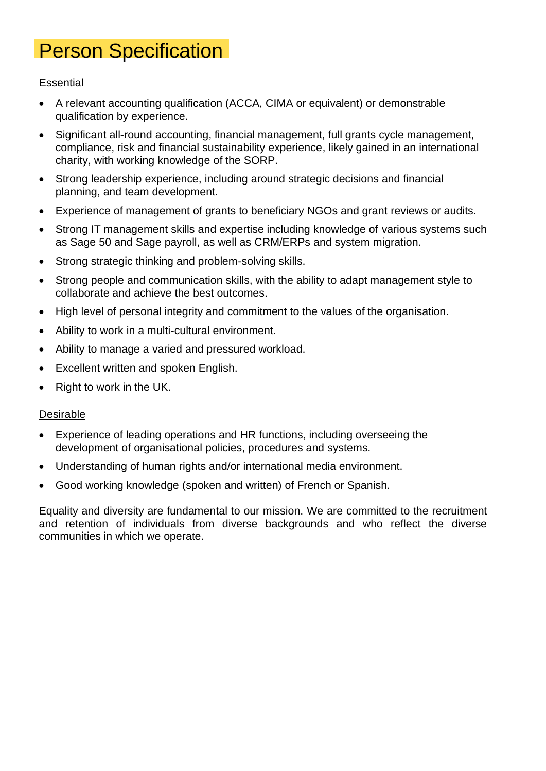# Person Specification

Essential

- A relevant accounting qualification (ACCA, CIMA or equivalent) or demonstrable qualification by experience.
- Significant all-round accounting, financial management, full grants cycle management, compliance, risk and financial sustainability experience, likely gained in an international charity, with working knowledge of the SORP.
- Strong leadership experience, including around strategic decisions and financial planning, and team development.
- Experience of management of grants to beneficiary NGOs and grant reviews or audits.
- Strong IT management skills and expertise including knowledge of various systems such as Sage 50 and Sage payroll, as well as CRM/ERPs and system migration.
- Strong strategic thinking and problem-solving skills.
- Strong people and communication skills, with the ability to adapt management style to collaborate and achieve the best outcomes.
- High level of personal integrity and commitment to the values of the organisation.
- Ability to work in a multi-cultural environment.
- Ability to manage a varied and pressured workload.
- Excellent written and spoken English.
- Right to work in the UK.

Desirable

- Experience of leading operations and HR functions, including overseeing the development of organisational policies, procedures and systems.
- Understanding of human rights and/or international media environment.
- Good working knowledge (spoken and written) of French or Spanish.

Equality and diversity are fundamental to our mission. We are committed to the recruitment and retention of individuals from diverse backgrounds and who reflect the diverse communities in which we operate.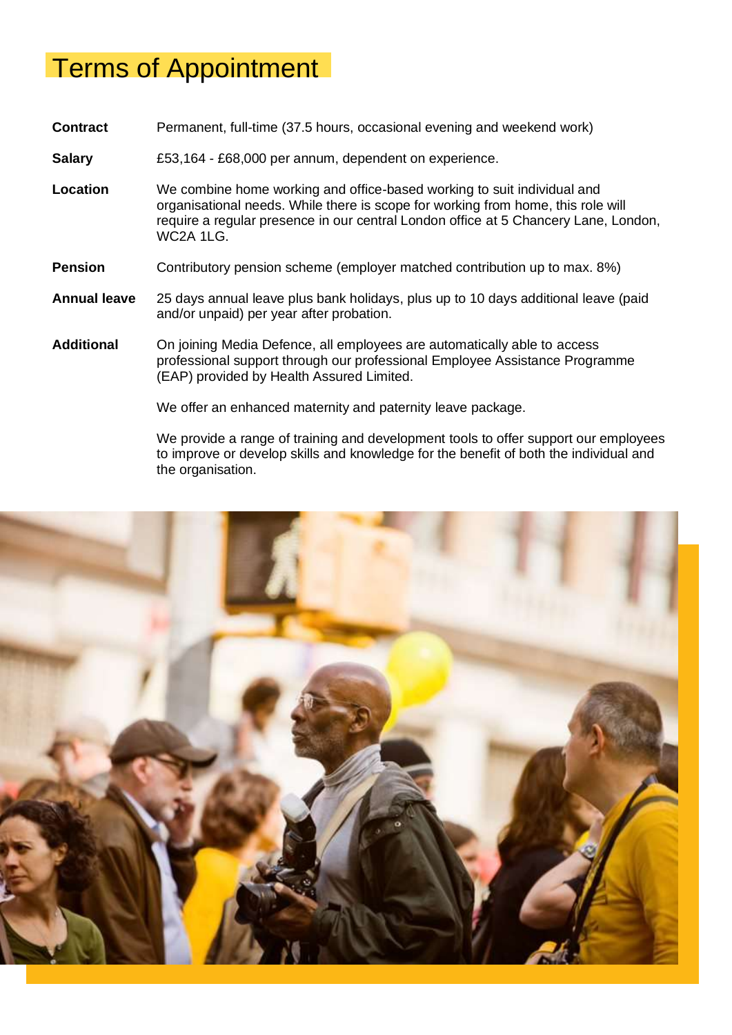# Terms of Appointment

| | |
|---|---|
| **Contract** | Permanent, full-time (37.5 hours, occasional evening and weekend work) |
| **Salary** | £53,164 - £68,000 per annum, dependent on experience. |
| **Location** | We combine home working and office-based working to suit individual and organisational needs. While there is scope for working from home, this role will require a regular presence in our central London office at 5 Chancery Lane, London, WC2A 1LG. |
| **Pension** | Contributory pension scheme (employer matched contribution up to max. 8%) |
| **Annual leave** | 25 days annual leave plus bank holidays, plus up to 10 days additional leave (paid and/or unpaid) per year after probation. |
| **Additional** | On joining Media Defence, all employees are automatically able to access professional support through our professional Employee Assistance Programme (EAP) provided by Health Assured Limited.<br><br>We offer an enhanced maternity and paternity leave package.<br><br>We provide a range of training and development tools to offer support our employees to improve or develop skills and knowledge for the benefit of both the individual and the organisation. |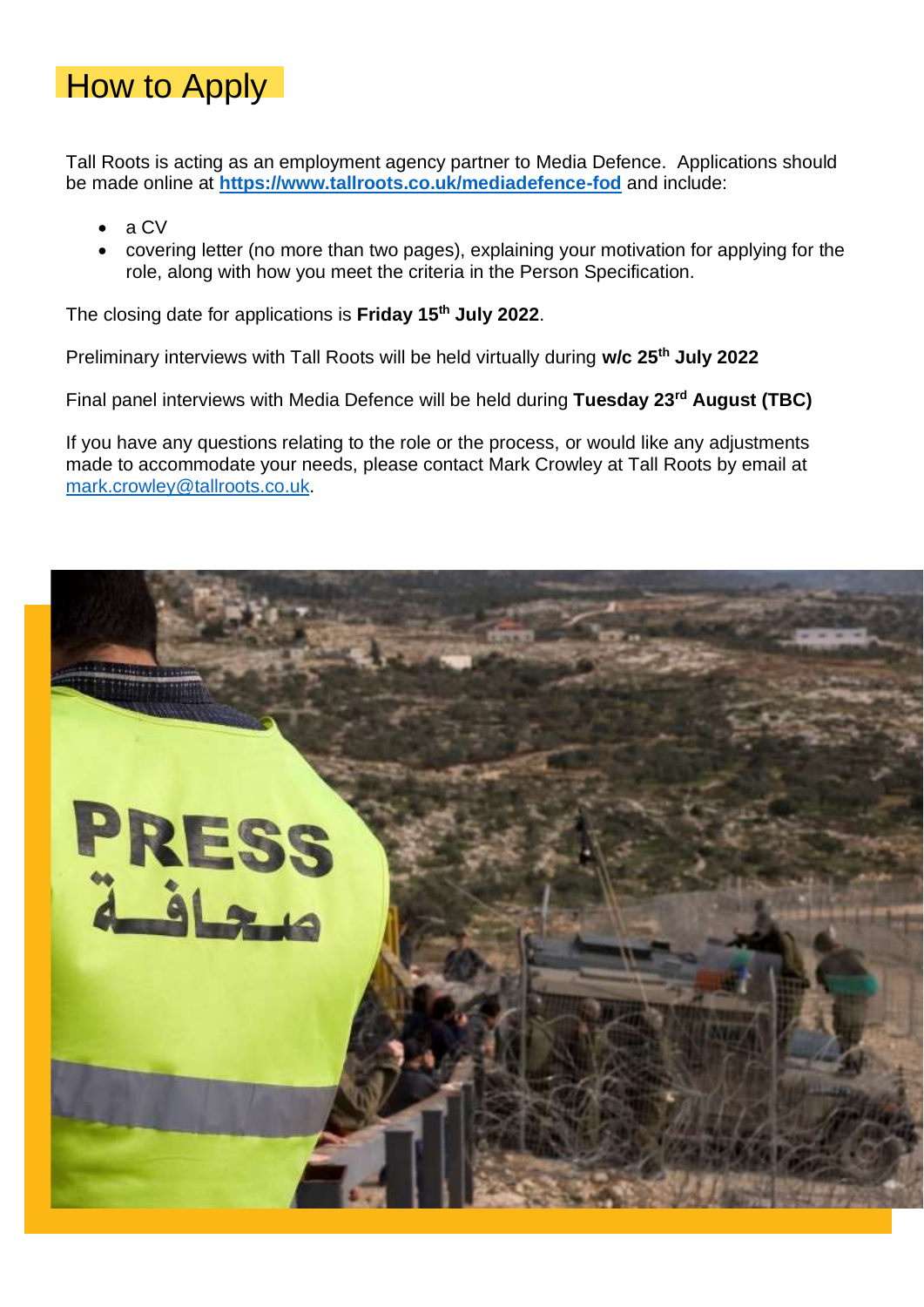# How to Apply

Tall Roots is acting as an employment agency partner to Media Defence. Applications should be made online at **https://www.tallroots.co.uk/mediadefence-fod** and include:

- a CV
- covering letter (no more than two pages), explaining your motivation for applying for the role, along with how you meet the criteria in the Person Specification.

The closing date for applications is **Friday 15th July 2022**.

Preliminary interviews with Tall Roots will be held virtually during **w/c 25th July 2022**

Final panel interviews with Media Defence will be held during **Tuesday 23rd August (TBC)**

If you have any questions relating to the role or the process, or would like any adjustments made to accommodate your needs, please contact Mark Crowley at Tall Roots by email at mark.crowley@tallroots.co.uk.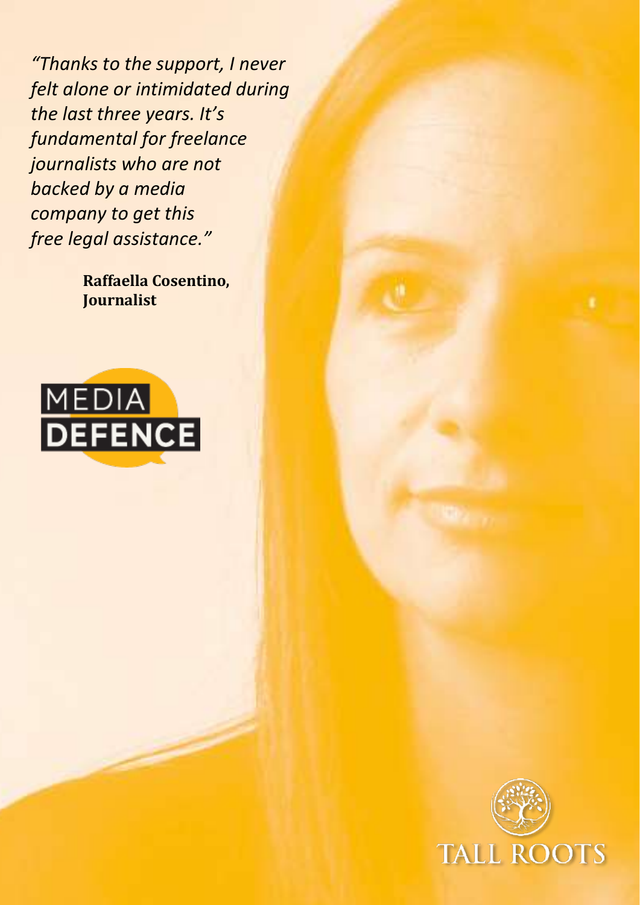*"Thanks to the support, I never felt alone or intimidated during the last three years. It's fundamental for freelance journalists who are not backed by a media company to get this free legal assistance."*

**Raffaella Cosentino, Journalist**

MEDIA DEFENCE

TALL ROOTS